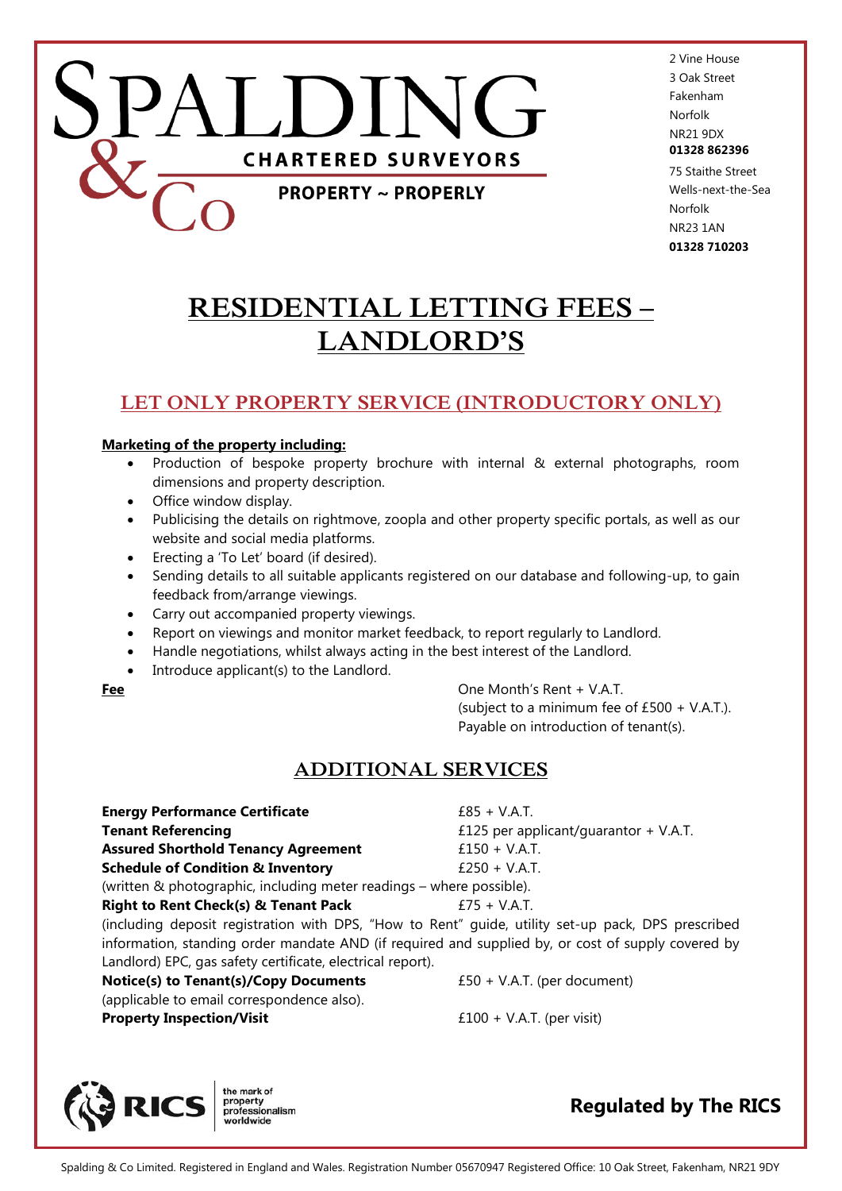# SPALDING & Co

**CHARTERED SURVEYORS**

**PROPERTY ~ PROPERTLY**

2 Vine House
3 Oak Street
Fakenham
Norfolk
NR21 9DX
**01328 862396**

75 Staithe Street
Wells-next-the-Sea
Norfolk
NR23 1AN
**01328 710203**

# RESIDENTIAL LETTING FEES – LANDLORD'S

## LET ONLY PROPERTY SERVICE (INTRODUCTORY ONLY)

**Marketing of the property including:**

- Production of bespoke property brochure with internal & external photographs, room dimensions and property description.
- Office window display.
- Publicising the details on rightmove, zoopla and other property specific portals, as well as our website and social media platforms.
- Erecting a 'To Let' board (if desired).
- Sending details to all suitable applicants registered on our database and following-up, to gain feedback from/arrange viewings.
- Carry out accompanied property viewings.
- Report on viewings and monitor market feedback, to report regularly to Landlord.
- Handle negotiations, whilst always acting in the best interest of the Landlord.
- Introduce applicant(s) to the Landlord.

**Fee**

One Month's Rent + V.A.T.
(subject to a minimum fee of £500 + V.A.T.).
Payable on introduction of tenant(s).

## ADDITIONAL SERVICES

**Energy Performance Certificate** — £85 + V.A.T.

**Tenant Referencing** — £125 per applicant/guarantor + V.A.T.

**Assured Shorthold Tenancy Agreement** — £150 + V.A.T.

**Schedule of Condition & Inventory** — £250 + V.A.T.
(written & photographic, including meter readings – where possible).

**Right to Rent Check(s) & Tenant Pack** — £75 + V.A.T.
(including deposit registration with DPS, "How to Rent" guide, utility set-up pack, DPS prescribed information, standing order mandate AND (if required and supplied by, or cost of supply covered by Landlord) EPC, gas safety certificate, electrical report).

**Notice(s) to Tenant(s)/Copy Documents** — £50 + V.A.T. (per document)
(applicable to email correspondence also).

**Property Inspection/Visit** — £100 + V.A.T. (per visit)

RICS the mark of property professionalism worldwide

**Regulated by The RICS**

Spalding & Co Limited. Registered in England and Wales. Registration Number 05670947 Registered Office: 10 Oak Street, Fakenham, NR21 9DY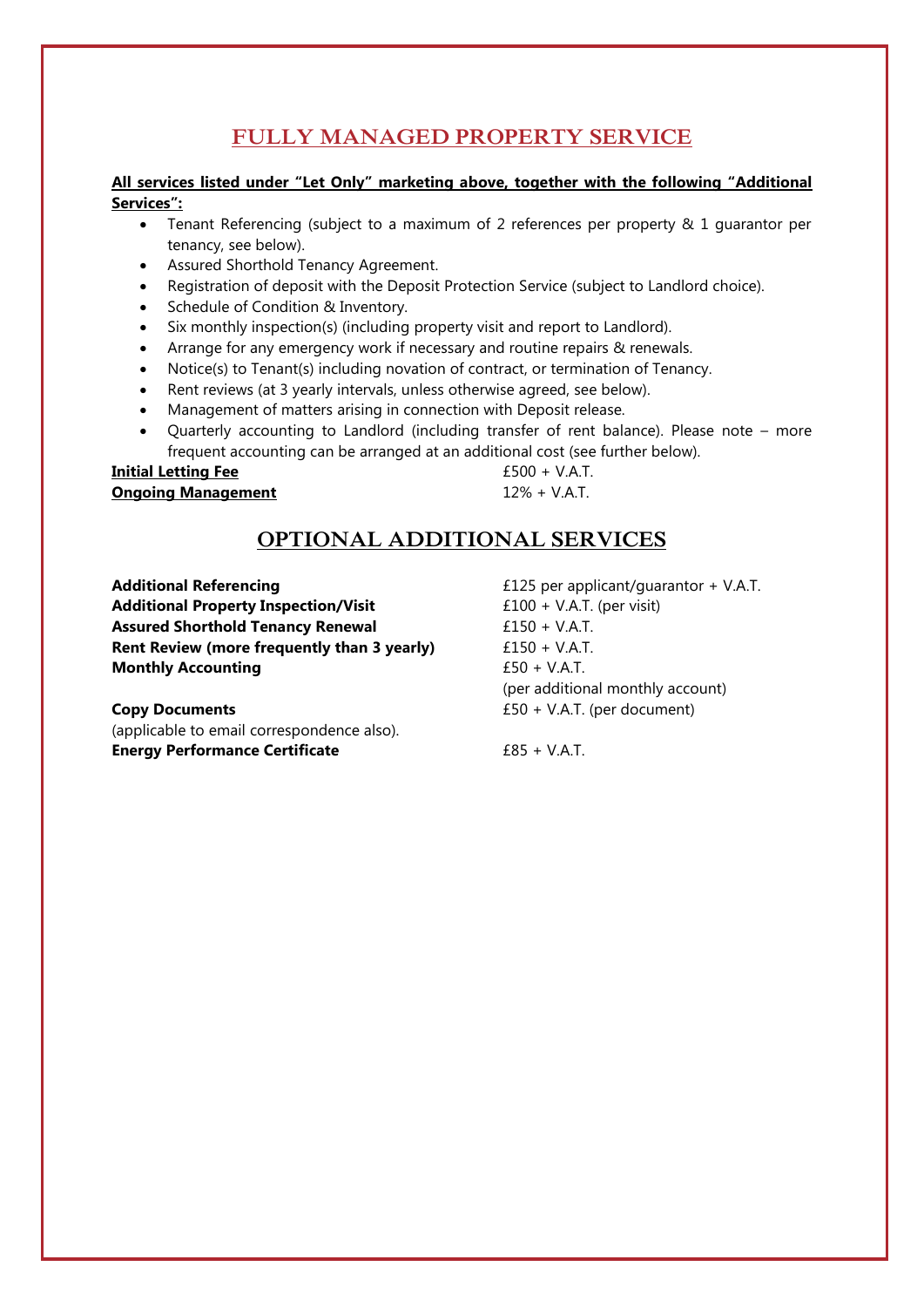## FULLY MANAGED PROPERTY SERVICE

**All services listed under "Let Only" marketing above, together with the following "Additional Services":**

- Tenant Referencing (subject to a maximum of 2 references per property & 1 guarantor per tenancy, see below).
- Assured Shorthold Tenancy Agreement.
- Registration of deposit with the Deposit Protection Service (subject to Landlord choice).
- Schedule of Condition & Inventory.
- Six monthly inspection(s) (including property visit and report to Landlord).
- Arrange for any emergency work if necessary and routine repairs & renewals.
- Notice(s) to Tenant(s) including novation of contract, or termination of Tenancy.
- Rent reviews (at 3 yearly intervals, unless otherwise agreed, see below).
- Management of matters arising in connection with Deposit release.
- Quarterly accounting to Landlord (including transfer of rent balance). Please note – more frequent accounting can be arranged at an additional cost (see further below).

| | |
|---|---|
| **Initial Letting Fee** | £500 + V.A.T. |
| **Ongoing Management** | 12% + V.A.T. |

## OPTIONAL ADDITIONAL SERVICES

| | |
|---|---|
| **Additional Referencing** | £125 per applicant/guarantor + V.A.T. |
| **Additional Property Inspection/Visit** | £100 + V.A.T. (per visit) |
| **Assured Shorthold Tenancy Renewal** | £150 + V.A.T. |
| **Rent Review (more frequently than 3 yearly)** | £150 + V.A.T. |
| **Monthly Accounting** | £50 + V.A.T. (per additional monthly account) |
| **Copy Documents** (applicable to email correspondence also). | £50 + V.A.T. (per document) |
| **Energy Performance Certificate** | £85 + V.A.T. |